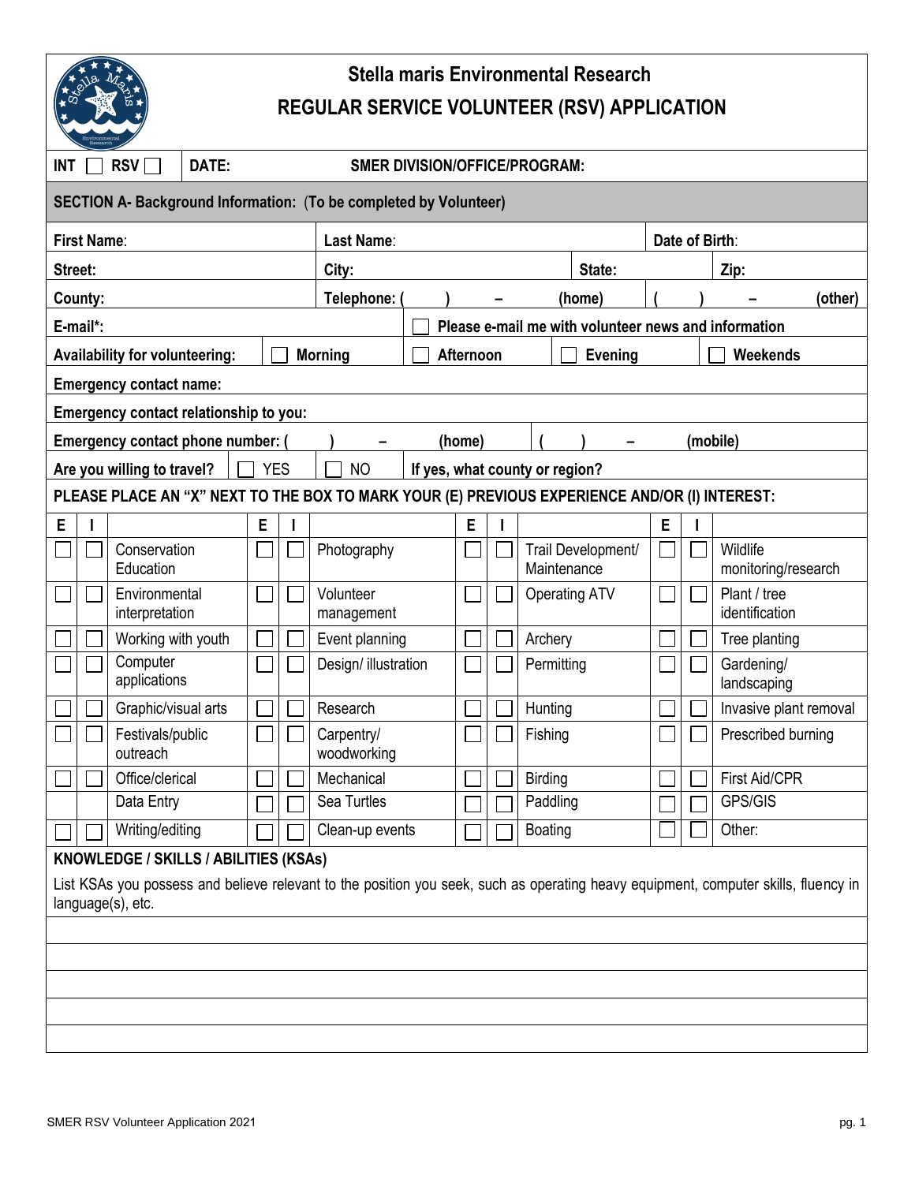# Stella maris Environmental Research

## REGULAR SERVICE VOLUNTEER (RSV) APPLICATION

| **INT** ☐ **RSV** ☐ | **DATE:** | **SMER DIVISION/OFFICE/PROGRAM:** |
|---|---|---|

**SECTION A- Background Information:** (**To be completed by Volunteer**)

| | | | |
|---|---|---|---|
| **First Name**: | **Last Name**: | | **Date of Birth**: |
| **Street:** | **City:** | **State:** | **Zip:** |
| **County:** | **Telephone: ( ) – (home)** | | **( ) – (other)** |
| **E-mail*:** | ☐ **Please e-mail me with volunteer news and information** | | |

| **Availability for volunteering:** | ☐ **Morning** | ☐ **Afternoon** | ☐ **Evening** | ☐ **Weekends** |
|---|---|---|---|---|

**Emergency contact name:**

**Emergency contact relationship to you:**

**Emergency contact phone number: ( ) – (home) ( ) – (mobile)**

| **Are you willing to travel?** | ☐ YES | ☐ NO | **If yes, what county or region?** |
|---|---|---|---|

**PLEASE PLACE AN "X" NEXT TO THE BOX TO MARK YOUR (E) PREVIOUS EXPERIENCE AND/OR (I) INTEREST:**

| E | I | | E | I | | E | I | | E | I | |
|---|---|---|---|---|---|---|---|---|---|---|---|
| ☐ | ☐ | Conservation Education | ☐ | ☐ | Photography | ☐ | ☐ | Trail Development/ Maintenance | ☐ | ☐ | Wildlife monitoring/research |
| ☐ | ☐ | Environmental interpretation | ☐ | ☐ | Volunteer management | ☐ | ☐ | Operating ATV | ☐ | ☐ | Plant / tree identification |
| ☐ | ☐ | Working with youth | ☐ | ☐ | Event planning | ☐ | ☐ | Archery | ☐ | ☐ | Tree planting |
| ☐ | ☐ | Computer applications | ☐ | ☐ | Design/ illustration | ☐ | ☐ | Permitting | ☐ | ☐ | Gardening/ landscaping |
| ☐ | ☐ | Graphic/visual arts | ☐ | ☐ | Research | ☐ | ☐ | Hunting | ☐ | ☐ | Invasive plant removal |
| ☐ | ☐ | Festivals/public outreach | ☐ | ☐ | Carpentry/ woodworking | ☐ | ☐ | Fishing | ☐ | ☐ | Prescribed burning |
| ☐ | ☐ | Office/clerical | ☐ | ☐ | Mechanical | ☐ | ☐ | Birding | ☐ | ☐ | First Aid/CPR |
| | | Data Entry | ☐ | ☐ | Sea Turtles | ☐ | ☐ | Paddling | ☐ | ☐ | GPS/GIS |
| ☐ | ☐ | Writing/editing | ☐ | ☐ | Clean-up events | ☐ | ☐ | Boating | ☐ | ☐ | Other: |

**KNOWLEDGE / SKILLS / ABILITIES (KSAs)**

List KSAs you possess and believe relevant to the position you seek, such as operating heavy equipment, computer skills, fluency in language(s), etc.

_______________________________________________

_______________________________________________

_______________________________________________

_______________________________________________

_______________________________________________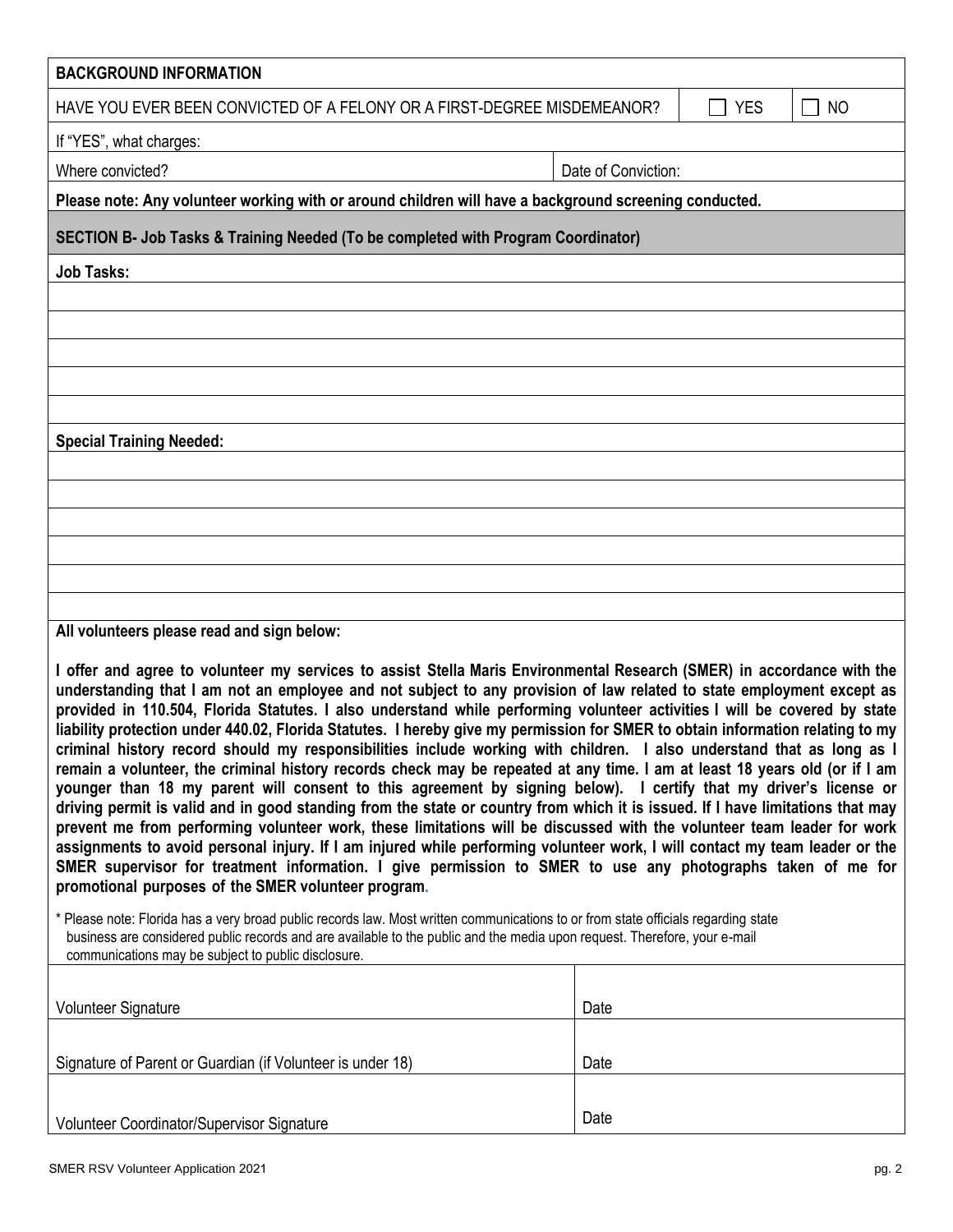**BACKGROUND INFORMATION**

| | | |
|---|---|---|
| HAVE YOU EVER BEEN CONVICTED OF A FELONY OR A FIRST-DEGREE MISDEMEANOR? | ☐ YES | ☐ NO |
| If "YES", what charges: | | |
| Where convicted? | Date of Conviction: | |

**Please note: Any volunteer working with or around children will have a background screening conducted.**

## SECTION B- Job Tasks & Training Needed (To be completed with Program Coordinator)

**Job Tasks:**

**Special Training Needed:**

**All volunteers please read and sign below:**

**I offer and agree to volunteer my services to assist Stella Maris Environmental Research (SMER) in accordance with the understanding that I am not an employee and not subject to any provision of law related to state employment except as provided in 110.504, Florida Statutes. I also understand while performing volunteer activities I will be covered by state liability protection under 440.02, Florida Statutes. I hereby give my permission for SMER to obtain information relating to my criminal history record should my responsibilities include working with children. I also understand that as long as I remain a volunteer, the criminal history records check may be repeated at any time. I am at least 18 years old (or if I am younger than 18 my parent will consent to this agreement by signing below). I certify that my driver's license or driving permit is valid and in good standing from the state or country from which it is issued. If I have limitations that may prevent me from performing volunteer work, these limitations will be discussed with the volunteer team leader for work assignments to avoid personal injury. If I am injured while performing volunteer work, I will contact my team leader or the SMER supervisor for treatment information. I give permission to SMER to use any photographs taken of me for promotional purposes of the SMER volunteer program.**

\* Please note: Florida has a very broad public records law. Most written communications to or from state officials regarding state business are considered public records and are available to the public and the media upon request. Therefore, your e-mail communications may be subject to public disclosure.

| | |
|---|---|
| Volunteer Signature | Date |
| Signature of Parent or Guardian (if Volunteer is under 18) | Date |
| Volunteer Coordinator/Supervisor Signature | Date |

SMER RSV Volunteer Application 2021